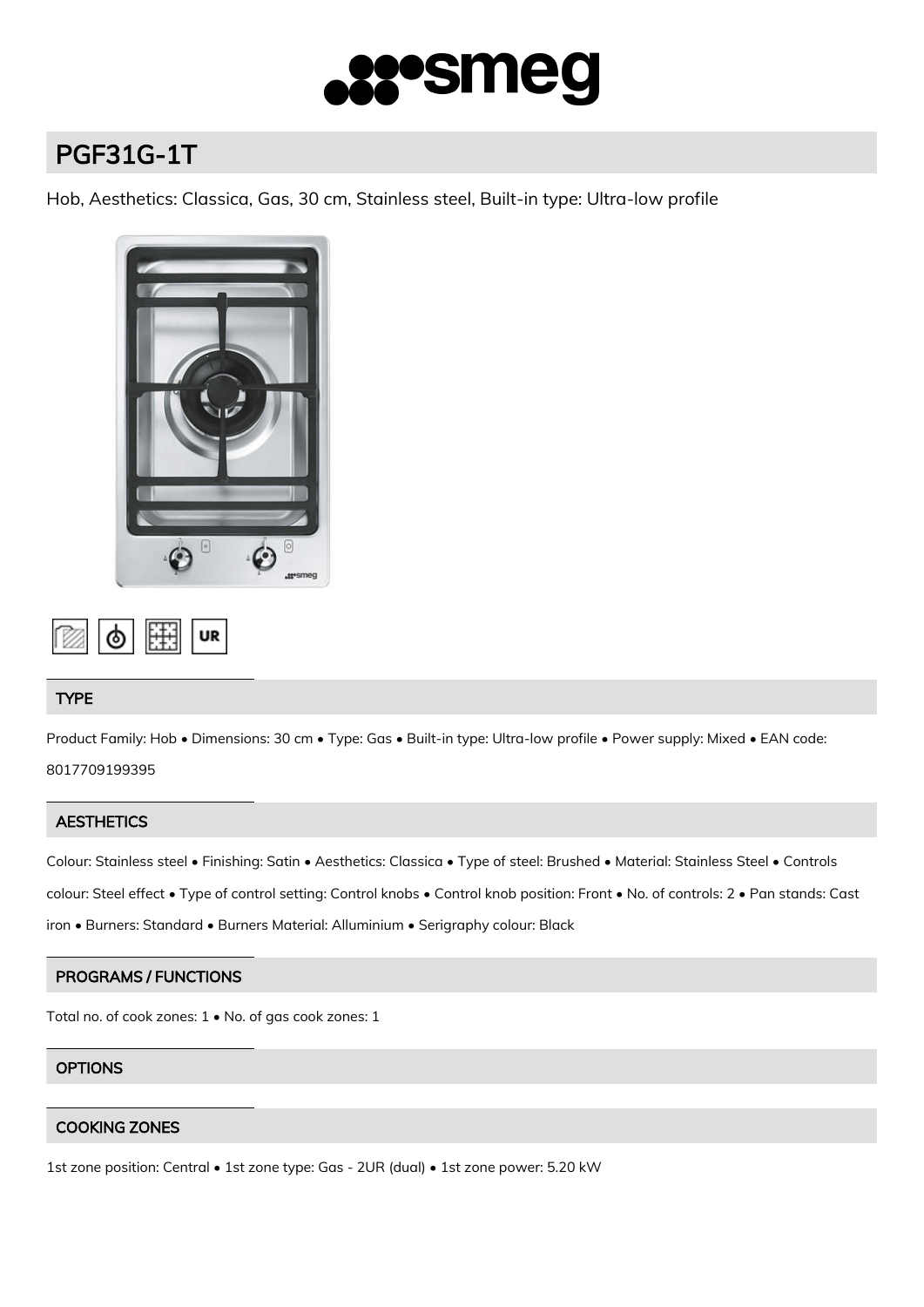# PGF31G-1T

Hob, Aesthetics: Classica, Gas, 30 cm, Stainless steel, Built-in type: Ultra-low profile

## TYPE

Product Family: Hob • Dimensions: 30 cm • Type: Gas • Built-in type: Ultra-low profile • Power supply: Mixed • EAN code: 8017709199395

## AESTHETICS

Colour: Stainless steel • Finishing: Satin • Aesthetics: Classica • Type of steel: Brushed • Material: Stainless Steel • Controls colour: Steel effect • Type of control setting: Control knobs • Control knob position: Front • No. of controls: 2 • Pan stands: Cast iron • Burners: Standard • Burners Material: Alluminium • Serigraphy colour: Black

## PROGRAMS / FUNCTIONS

Total no. of cook zones: 1 • No. of gas cook zones: 1

## OPTIONS

## COOKING ZONES

1st zone position: Central • 1st zone type: Gas - 2UR (dual) • 1st zone power: 5.20 kW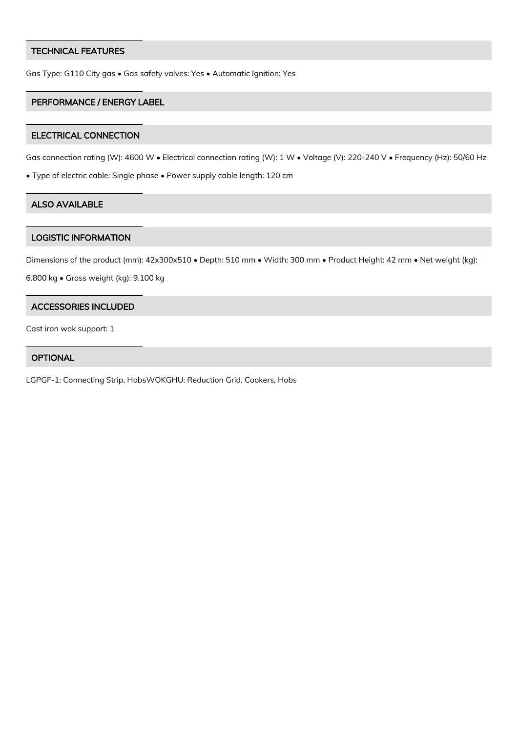## TECHNICAL FEATURES

Gas Type: G110 City gas • Gas safety valves: Yes • Automatic Ignition: Yes

## PERFORMANCE / ENERGY LABEL

## ELECTRICAL CONNECTION

Gas connection rating (W): 4600 W • Electrical connection rating (W): 1 W • Voltage (V): 220-240 V • Frequency (Hz): 50/60 Hz

• Type of electric cable: Single phase • Power supply cable length: 120 cm

## ALSO AVAILABLE

## LOGISTIC INFORMATION

Dimensions of the product (mm): 42x300x510 • Depth: 510 mm • Width: 300 mm • Product Height: 42 mm • Net weight (kg): 6.800 kg • Gross weight (kg): 9.100 kg

## ACCESSORIES INCLUDED

Cast iron wok support: 1

## OPTIONAL

LGPGF-1: Connecting Strip, HobsWOKGHU: Reduction Grid, Cookers, Hobs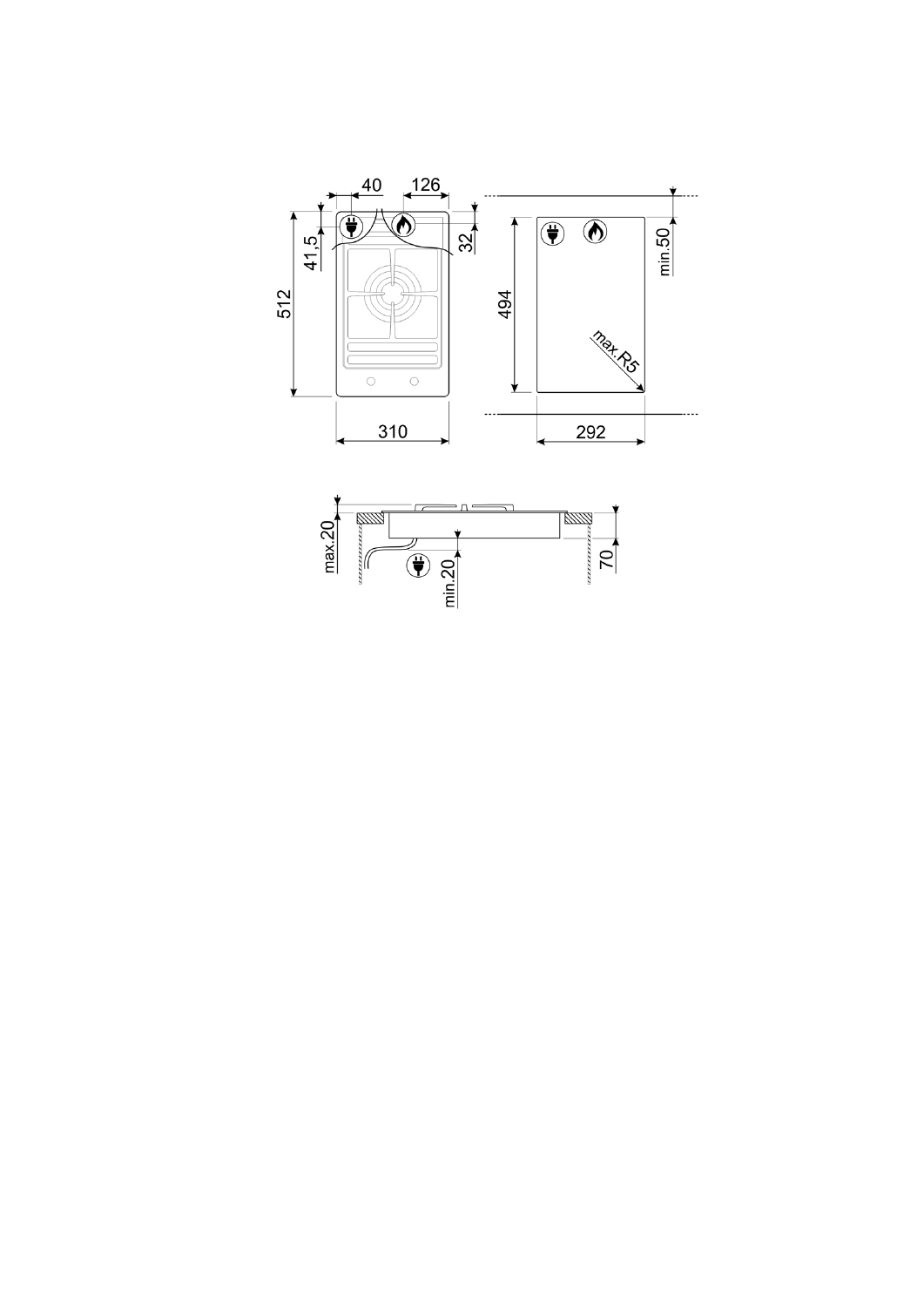40
126
512
41,5
32
310
494
min.50
max.R5
292
max.20
min.20
70